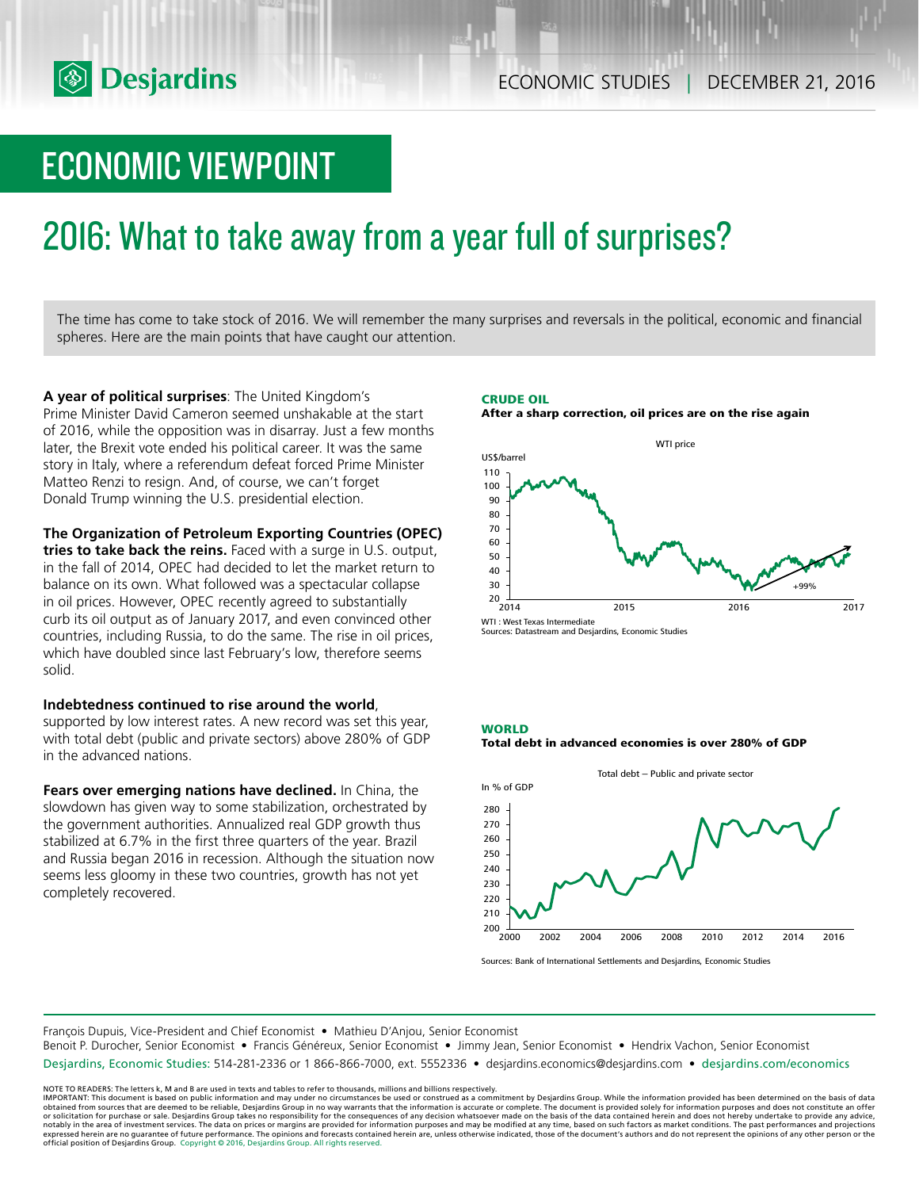# ECONOMIC VIEWPOINT

## 2016: What to take away from a year full of surprises?

The time has come to take stock of 2016. We will remember the many surprises and reversals in the political, economic and financial spheres. Here are the main points that have caught our attention.

**A year of political surprises**: The United Kingdom's Prime Minister David Cameron seemed unshakable at the start of 2016, while the opposition was in disarray. Just a few months later, the Brexit vote ended his political career. It was the same story in Italy, where a referendum defeat forced Prime Minister Matteo Renzi to resign. And, of course, we can't forget Donald Trump winning the U.S. presidential election.

**The Organization of Petroleum Exporting Countries (OPEC) tries to take back the reins.** Faced with a surge in U.S. output, in the fall of 2014, OPEC had decided to let the market return to balance on its own. What followed was a spectacular collapse in oil prices. However, OPEC recently agreed to substantially curb its oil output as of January 2017, and even convinced other countries, including Russia, to do the same. The rise in oil prices, which have doubled since last February's low, therefore seems solid.

**Indebtedness continued to rise around the world**, supported by low interest rates. A new record was set this year, with total debt (public and private sectors) above 280% of GDP in the advanced nations.

**Fears over emerging nations have declined.** In China, the slowdown has given way to some stabilization, orchestrated by the government authorities. Annualized real GDP growth thus stabilized at 6.7% in the first three quarters of the year. Brazil and Russia began 2016 in recession. Although the situation now seems less gloomy in these two countries, growth has not yet completely recovered.

**CRUDE OIL**
**After a sharp correction, oil prices are on the rise again**

WTI : West Texas Intermediate
Sources: Datastream and Desjardins, Economic Studies

**WORLD**
**Total debt in advanced economies is over 280% of GDP**

Sources: Bank of International Settlements and Desjardins, Economic Studies

François Dupuis, Vice-President and Chief Economist • Mathieu D'Anjou, Senior Economist
Benoit P. Durocher, Senior Economist • Francis Généreux, Senior Economist • Jimmy Jean, Senior Economist • Hendrix Vachon, Senior Economist
Desjardins, Economic Studies: 514-281-2336 or 1 866-866-7000, ext. 5552336 • desjardins.economics@desjardins.com • desjardins.com/economics

NOTE TO READERS: The letters k, M and B are used in texts and tables to refer to thousands, millions and billions respectively.
IMPORTANT: This document is based on public information and may under no circumstances be used or construed as a commitment by Desjardins Group. While the information provided has been determined on the basis of data obtained from sources that are deemed to be reliable, Desjardins Group in no way warrants that the information is accurate or complete. The document is provided solely for information purposes and does not constitute an offer or solicitation for purchase or sale. Desjardins Group takes no responsibility for the consequences of any decision whatsoever made on the basis of the data contained herein and does not hereby undertake to provide any advice, notably in the area of investment services. The data on prices or margins are provided for information purposes and may be modified at any time, based on such factors as market conditions. The past performances and projections expressed herein are no guarantee of future performance. The opinions and forecasts contained herein are, unless otherwise indicated, those of the document's authors and do not represent the opinions of any other person or the official position of Desjardins Group. Copyright © 2016, Desjardins Group. All rights reserved.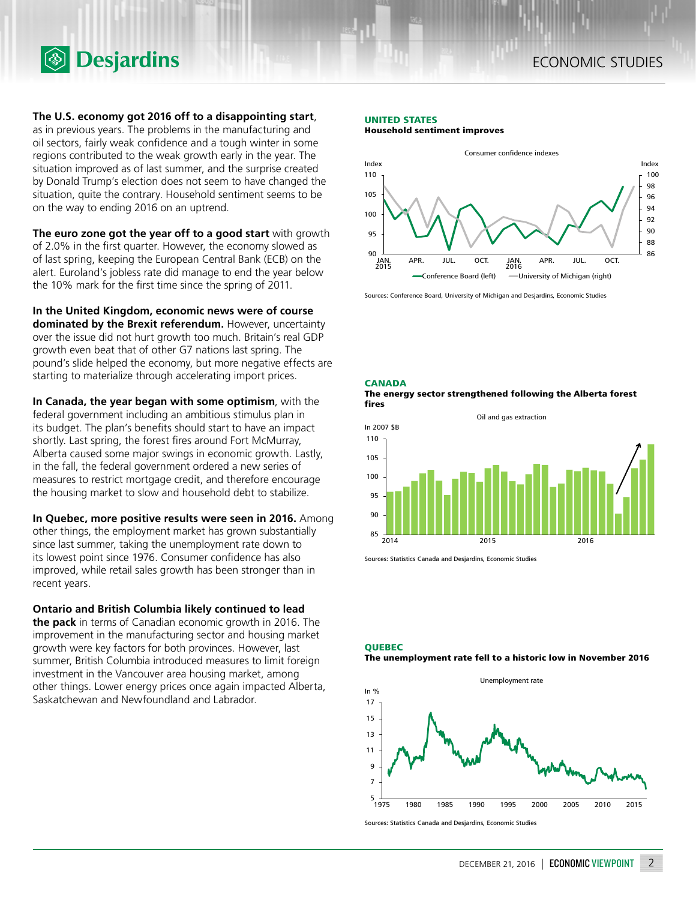**The U.S. economy got 2016 off to a disappointing start**, as in previous years. The problems in the manufacturing and oil sectors, fairly weak confidence and a tough winter in some regions contributed to the weak growth early in the year. The situation improved as of last summer, and the surprise created by Donald Trump's election does not seem to have changed the situation, quite the contrary. Household sentiment seems to be on the way to ending 2016 on an uptrend.

**The euro zone got the year off to a good start** with growth of 2.0% in the first quarter. However, the economy slowed as of last spring, keeping the European Central Bank (ECB) on the alert. Euroland's jobless rate did manage to end the year below the 10% mark for the first time since the spring of 2011.

**In the United Kingdom, economic news were of course dominated by the Brexit referendum.** However, uncertainty over the issue did not hurt growth too much. Britain's real GDP growth even beat that of other G7 nations last spring. The pound's slide helped the economy, but more negative effects are starting to materialize through accelerating import prices.

**In Canada, the year began with some optimism**, with the federal government including an ambitious stimulus plan in its budget. The plan's benefits should start to have an impact shortly. Last spring, the forest fires around Fort McMurray, Alberta caused some major swings in economic growth. Lastly, in the fall, the federal government ordered a new series of measures to restrict mortgage credit, and therefore encourage the housing market to slow and household debt to stabilize.

**In Quebec, more positive results were seen in 2016.** Among other things, the employment market has grown substantially since last summer, taking the unemployment rate down to its lowest point since 1976. Consumer confidence has also improved, while retail sales growth has been stronger than in recent years.

**Ontario and British Columbia likely continued to lead the pack** in terms of Canadian economic growth in 2016. The improvement in the manufacturing sector and housing market growth were key factors for both provinces. However, last summer, British Columbia introduced measures to limit foreign investment in the Vancouver area housing market, among other things. Lower energy prices once again impacted Alberta, Saskatchewan and Newfoundland and Labrador.

**UNITED STATES**
**Household sentiment improves**

Sources: Conference Board, University of Michigan and Desjardins, Economic Studies

**CANADA**
**The energy sector strengthened following the Alberta forest fires**

Sources: Statistics Canada and Desjardins, Economic Studies

**QUEBEC**
**The unemployment rate fell to a historic low in November 2016**

Sources: Statistics Canada and Desjardins, Economic Studies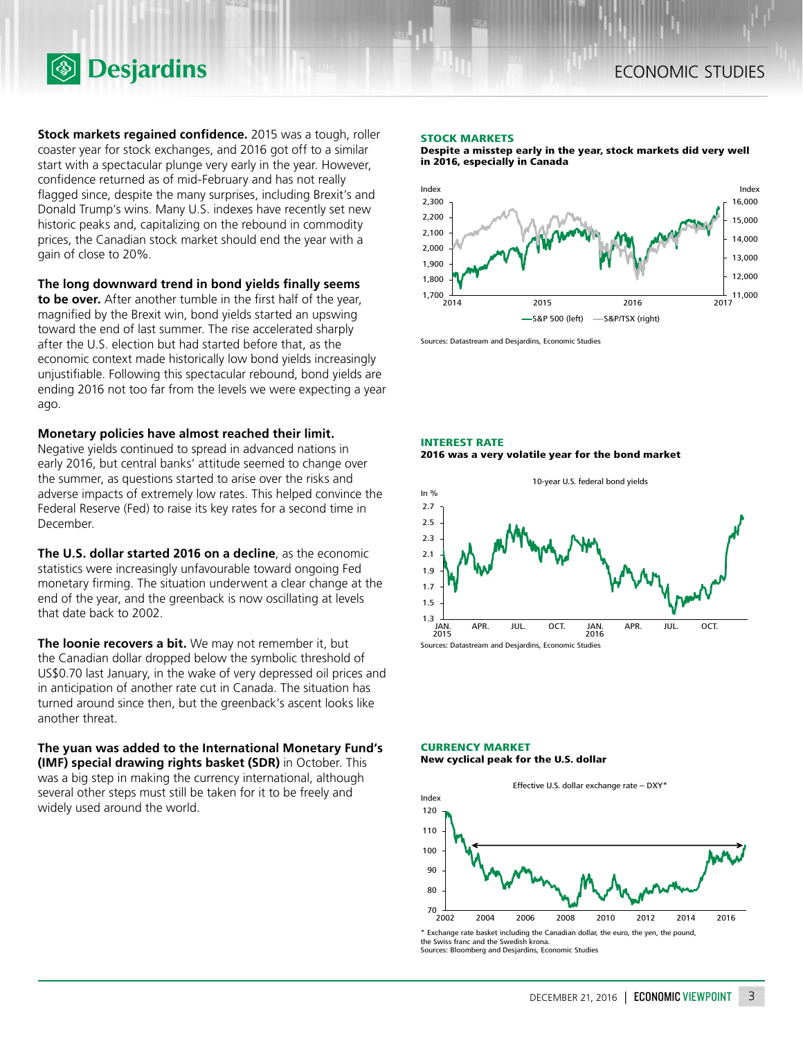**Stock markets regained confidence.** 2015 was a tough, roller coaster year for stock exchanges, and 2016 got off to a similar start with a spectacular plunge very early in the year. However, confidence returned as of mid-February and has not really flagged since, despite the many surprises, including Brexit's and Donald Trump's wins. Many U.S. indexes have recently set new historic peaks and, capitalizing on the rebound in commodity prices, the Canadian stock market should end the year with a gain of close to 20%.

**The long downward trend in bond yields finally seems to be over.** After another tumble in the first half of the year, magnified by the Brexit win, bond yields started an upswing toward the end of last summer. The rise accelerated sharply after the U.S. election but had started before that, as the economic context made historically low bond yields increasingly unjustifiable. Following this spectacular rebound, bond yields are ending 2016 not too far from the levels we were expecting a year ago.

**Monetary policies have almost reached their limit.** Negative yields continued to spread in advanced nations in early 2016, but central banks' attitude seemed to change over the summer, as questions started to arise over the risks and adverse impacts of extremely low rates. This helped convince the Federal Reserve (Fed) to raise its key rates for a second time in December.

**The U.S. dollar started 2016 on a decline**, as the economic statistics were increasingly unfavourable toward ongoing Fed monetary firming. The situation underwent a clear change at the end of the year, and the greenback is now oscillating at levels that date back to 2002.

**The loonie recovers a bit.** We may not remember it, but the Canadian dollar dropped below the symbolic threshold of US$0.70 last January, in the wake of very depressed oil prices and in anticipation of another rate cut in Canada. The situation has turned around since then, but the greenback's ascent looks like another threat.

**The yuan was added to the International Monetary Fund's (IMF) special drawing rights basket (SDR)** in October. This was a big step in making the currency international, although several other steps must still be taken for it to be freely and widely used around the world.

**STOCK MARKETS**

**Despite a misstep early in the year, stock markets did very well in 2016, especially in Canada**

Index
2,300
2,200
2,100
2,000
1,900
1,800
1,700
Index
16,000
15,000
14,000
13,000
12,000
11,000
2014
2015
2016
2017
S&P 500 (left)
S&P/TSX (right)

Sources: Datastream and Desjardins, Economic Studies

**INTEREST RATE**

**2016 was a very volatile year for the bond market**

10-year U.S. federal bond yields

In %
2.7
2.5
2.3
2.1
1.9
1.7
1.5
1.3
JAN. 2015
APR.
JUL.
OCT.
JAN. 2016
APR.
JUL.
OCT.

Sources: Datastream and Desjardins, Economic Studies

**CURRENCY MARKET**

**New cyclical peak for the U.S. dollar**

Effective U.S. dollar exchange rate – DXY*

Index
120
110
100
90
80
70
2002
2004
2006
2008
2010
2012
2014
2016

* Exchange rate basket including the Canadian dollar, the euro, the yen, the pound, the Swiss franc and the Swedish krona.
Sources: Bloomberg and Desjardins, Economic Studies